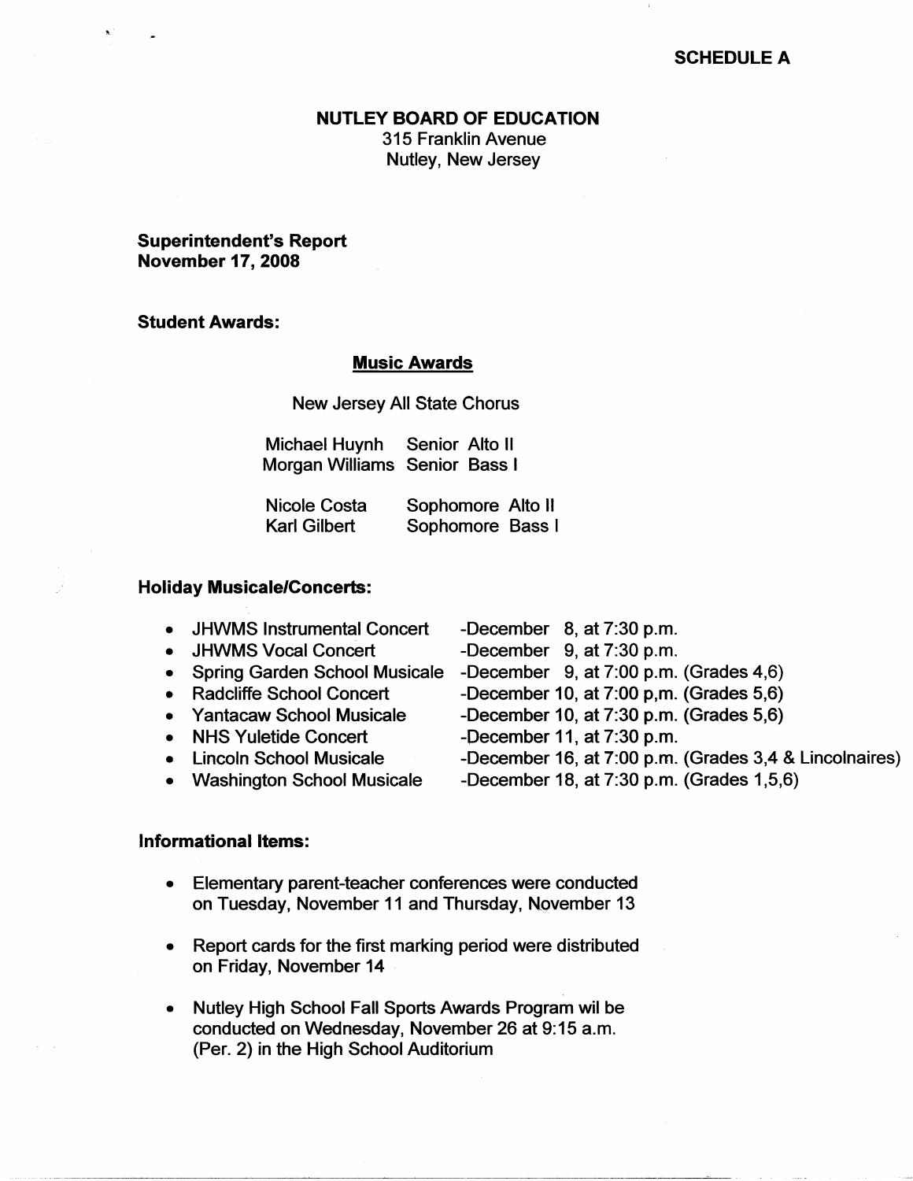**SCHEDULE A**

# NUTLEY BOARD OF EDUCATION

315 Franklin Avenue
Nutley, New Jersey

**Superintendent's Report**
**November 17, 2008**

## Student Awards:

### Music Awards

New Jersey All State Chorus

| | | |
|---|---|---|
| Michael Huynh | Senior | Alto II |
| Morgan Williams | Senior | Bass I |
| Nicole Costa | Sophomore | Alto II |
| Karl Gilbert | Sophomore | Bass I |

## Holiday Musicale/Concerts:

- JHWMS Instrumental Concert -December 8, at 7:30 p.m.
- JHWMS Vocal Concert -December 9, at 7:30 p.m.
- Spring Garden School Musicale -December 9, at 7:00 p.m. (Grades 4,6)
- Radcliffe School Concert -December 10, at 7:00 p,m. (Grades 5,6)
- Yantacaw School Musicale -December 10, at 7:30 p.m. (Grades 5,6)
- NHS Yuletide Concert -December 11, at 7:30 p.m.
- Lincoln School Musicale -December 16, at 7:00 p.m. (Grades 3,4 & Lincolnaires)
- Washington School Musicale -December 18, at 7:30 p.m. (Grades 1,5,6)

## Informational Items:

- Elementary parent-teacher conferences were conducted on Tuesday, November 11 and Thursday, November 13
- Report cards for the first marking period were distributed on Friday, November 14
- Nutley High School Fall Sports Awards Program wil be conducted on Wednesday, November 26 at 9:15 a.m. (Per. 2) in the High School Auditorium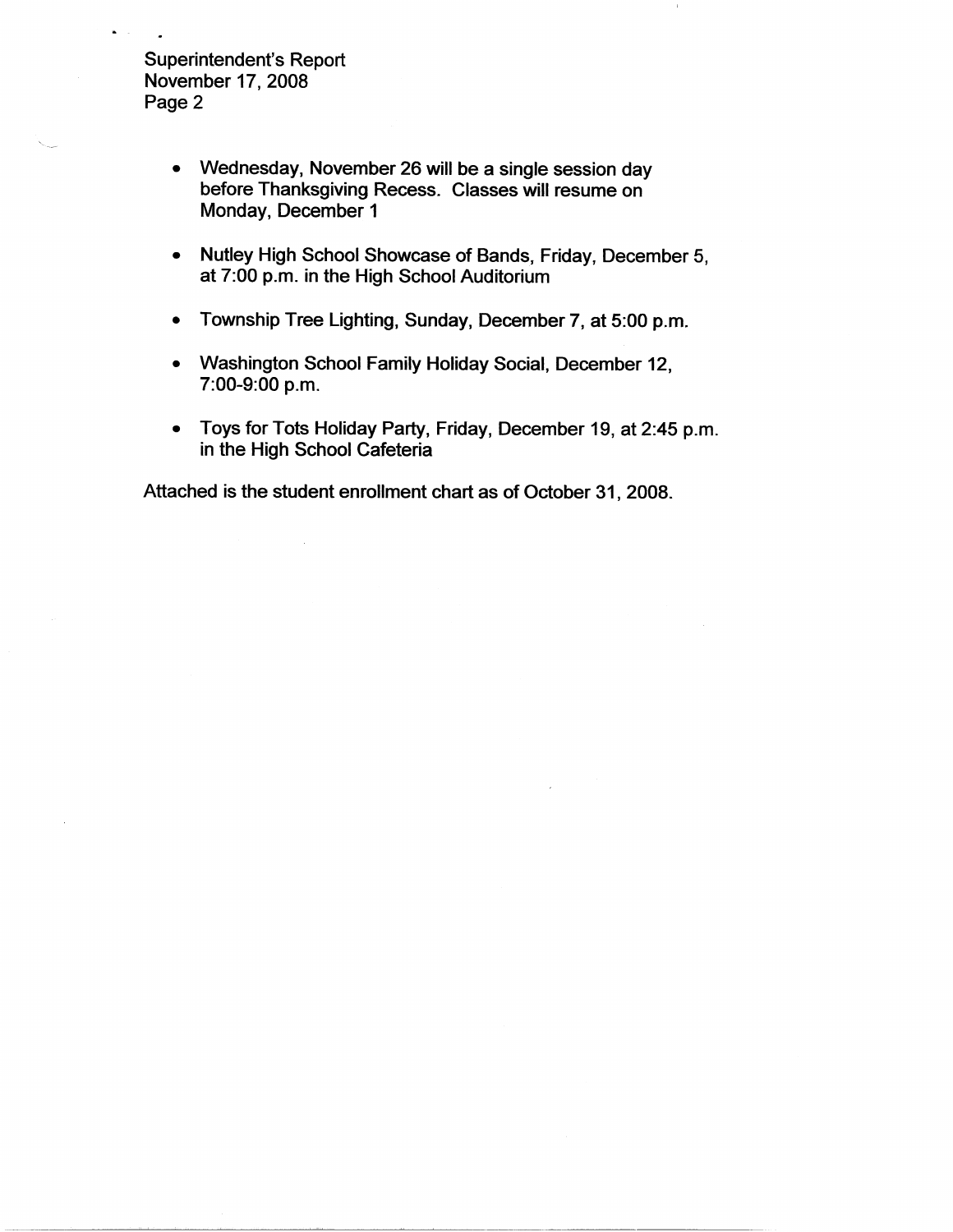- Wednesday, November 26 will be a single session day before Thanksgiving Recess. Classes will resume on Monday, December 1

- Nutley High School Showcase of Bands, Friday, December 5, at 7:00 p.m. in the High School Auditorium

- Township Tree Lighting, Sunday, December 7, at 5:00 p.m.

- Washington School Family Holiday Social, December 12, 7:00-9:00 p.m.

- Toys for Tots Holiday Party, Friday, December 19, at 2:45 p.m. in the High School Cafeteria

Attached is the student enrollment chart as of October 31, 2008.